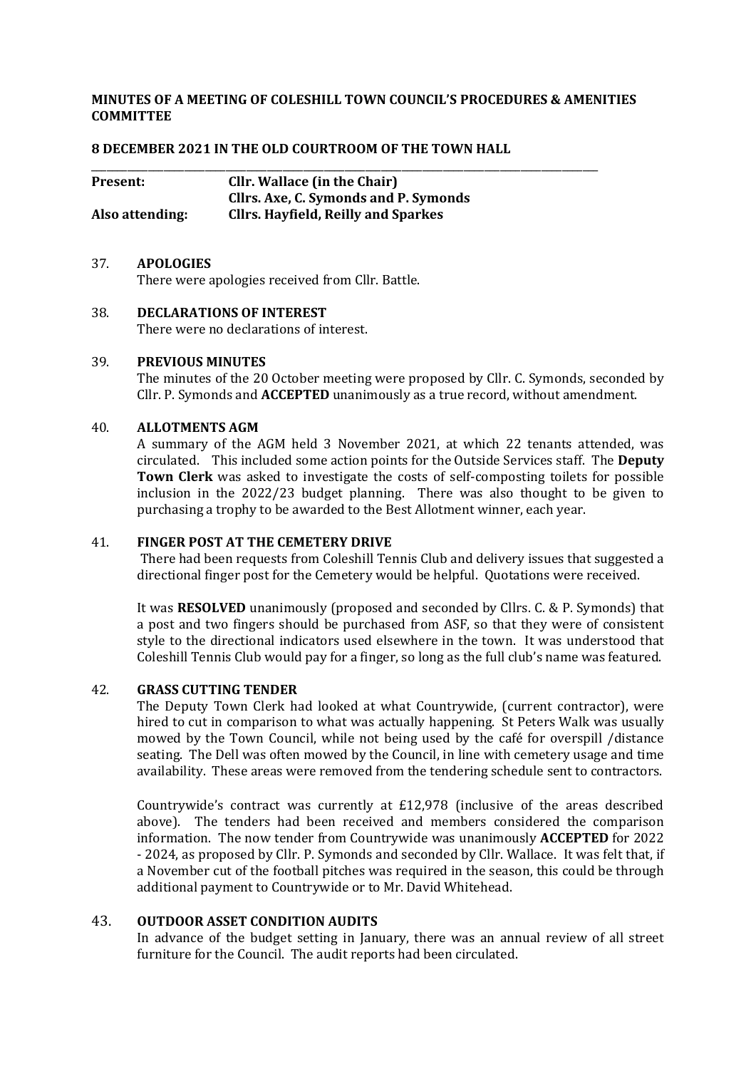**MINUTES OF A MEETING OF COLESHILL TOWN COUNCIL'S PROCEDURES & AMENITIES COMMITTEE**

**8 DECEMBER 2021 IN THE OLD COURTROOM OF THE TOWN HALL**

---

| | |
|---|---|
| **Present:** | **Cllr. Wallace (in the Chair)** |
| | **Cllrs. Axe, C. Symonds and P. Symonds** |
| **Also attending:** | **Cllrs. Hayfield, Reilly and Sparkes** |

37. **APOLOGIES**

There were apologies received from Cllr. Battle.

38. **DECLARATIONS OF INTEREST**

There were no declarations of interest.

39. **PREVIOUS MINUTES**

The minutes of the 20 October meeting were proposed by Cllr. C. Symonds, seconded by Cllr. P. Symonds and **ACCEPTED** unanimously as a true record, without amendment.

40. **ALLOTMENTS AGM**

A summary of the AGM held 3 November 2021, at which 22 tenants attended, was circulated. This included some action points for the Outside Services staff. The **Deputy Town Clerk** was asked to investigate the costs of self-composting toilets for possible inclusion in the 2022/23 budget planning. There was also thought to be given to purchasing a trophy to be awarded to the Best Allotment winner, each year.

41. **FINGER POST AT THE CEMETERY DRIVE**

There had been requests from Coleshill Tennis Club and delivery issues that suggested a directional finger post for the Cemetery would be helpful. Quotations were received.

It was **RESOLVED** unanimously (proposed and seconded by Cllrs. C. & P. Symonds) that a post and two fingers should be purchased from ASF, so that they were of consistent style to the directional indicators used elsewhere in the town. It was understood that Coleshill Tennis Club would pay for a finger, so long as the full club's name was featured.

42. **GRASS CUTTING TENDER**

The Deputy Town Clerk had looked at what Countrywide, (current contractor), were hired to cut in comparison to what was actually happening. St Peters Walk was usually mowed by the Town Council, while not being used by the café for overspill /distance seating. The Dell was often mowed by the Council, in line with cemetery usage and time availability. These areas were removed from the tendering schedule sent to contractors.

Countrywide's contract was currently at £12,978 (inclusive of the areas described above). The tenders had been received and members considered the comparison information. The now tender from Countrywide was unanimously **ACCEPTED** for 2022 - 2024, as proposed by Cllr. P. Symonds and seconded by Cllr. Wallace. It was felt that, if a November cut of the football pitches was required in the season, this could be through additional payment to Countrywide or to Mr. David Whitehead.

43. **OUTDOOR ASSET CONDITION AUDITS**

In advance of the budget setting in January, there was an annual review of all street furniture for the Council. The audit reports had been circulated.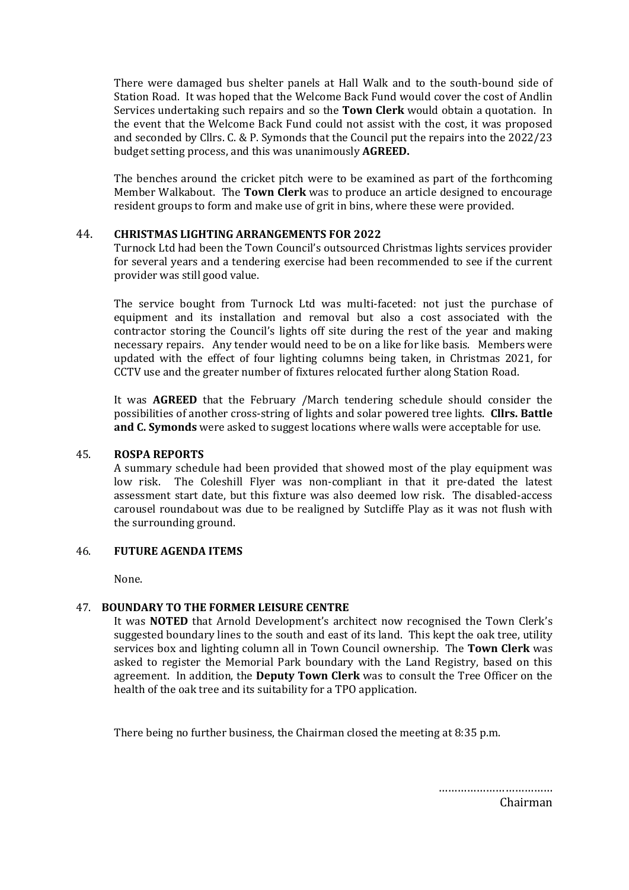There were damaged bus shelter panels at Hall Walk and to the south-bound side of Station Road. It was hoped that the Welcome Back Fund would cover the cost of Andlin Services undertaking such repairs and so the **Town Clerk** would obtain a quotation. In the event that the Welcome Back Fund could not assist with the cost, it was proposed and seconded by Cllrs. C. & P. Symonds that the Council put the repairs into the 2022/23 budget setting process, and this was unanimously **AGREED.**

The benches around the cricket pitch were to be examined as part of the forthcoming Member Walkabout. The **Town Clerk** was to produce an article designed to encourage resident groups to form and make use of grit in bins, where these were provided.

## 44. CHRISTMAS LIGHTING ARRANGEMENTS FOR 2022

Turnock Ltd had been the Town Council's outsourced Christmas lights services provider for several years and a tendering exercise had been recommended to see if the current provider was still good value.

The service bought from Turnock Ltd was multi-faceted: not just the purchase of equipment and its installation and removal but also a cost associated with the contractor storing the Council's lights off site during the rest of the year and making necessary repairs. Any tender would need to be on a like for like basis. Members were updated with the effect of four lighting columns being taken, in Christmas 2021, for CCTV use and the greater number of fixtures relocated further along Station Road.

It was **AGREED** that the February /March tendering schedule should consider the possibilities of another cross-string of lights and solar powered tree lights. **Cllrs. Battle and C. Symonds** were asked to suggest locations where walls were acceptable for use.

## 45. ROSPA REPORTS

A summary schedule had been provided that showed most of the play equipment was low risk. The Coleshill Flyer was non-compliant in that it pre-dated the latest assessment start date, but this fixture was also deemed low risk. The disabled-access carousel roundabout was due to be realigned by Sutcliffe Play as it was not flush with the surrounding ground.

## 46. FUTURE AGENDA ITEMS

None.

## 47. BOUNDARY TO THE FORMER LEISURE CENTRE

It was **NOTED** that Arnold Development's architect now recognised the Town Clerk's suggested boundary lines to the south and east of its land. This kept the oak tree, utility services box and lighting column all in Town Council ownership. The **Town Clerk** was asked to register the Memorial Park boundary with the Land Registry, based on this agreement. In addition, the **Deputy Town Clerk** was to consult the Tree Officer on the health of the oak tree and its suitability for a TPO application.

There being no further business, the Chairman closed the meeting at 8:35 p.m.

………………………………
Chairman